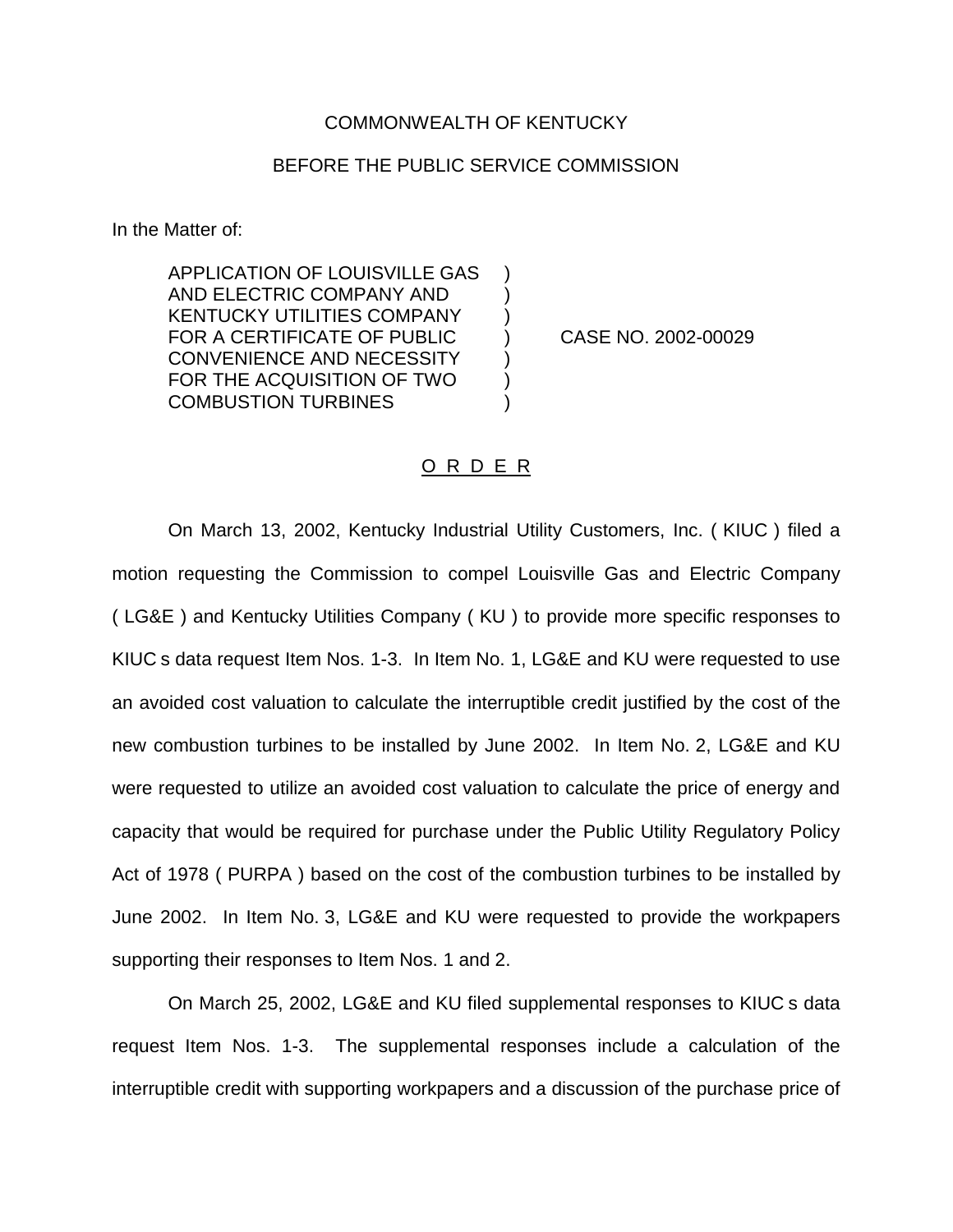COMMONWEALTH OF KENTUCKY

BEFORE THE PUBLIC SERVICE COMMISSION

In the Matter of:

| | | |
|---|---|---|
| APPLICATION OF LOUISVILLE GAS AND ELECTRIC COMPANY AND KENTUCKY UTILITIES COMPANY FOR A CERTIFICATE OF PUBLIC CONVENIENCE AND NECESSITY FOR THE ACQUISITION OF TWO COMBUSTION TURBINES | ) | CASE NO. 2002-00029 |

O R D E R

On March 13, 2002, Kentucky Industrial Utility Customers, Inc. ( KIUC ) filed a motion requesting the Commission to compel Louisville Gas and Electric Company ( LG&E ) and Kentucky Utilities Company ( KU ) to provide more specific responses to KIUC s data request Item Nos. 1-3. In Item No. 1, LG&E and KU were requested to use an avoided cost valuation to calculate the interruptible credit justified by the cost of the new combustion turbines to be installed by June 2002. In Item No. 2, LG&E and KU were requested to utilize an avoided cost valuation to calculate the price of energy and capacity that would be required for purchase under the Public Utility Regulatory Policy Act of 1978 ( PURPA ) based on the cost of the combustion turbines to be installed by June 2002. In Item No. 3, LG&E and KU were requested to provide the workpapers supporting their responses to Item Nos. 1 and 2.

On March 25, 2002, LG&E and KU filed supplemental responses to KIUC s data request Item Nos. 1-3. The supplemental responses include a calculation of the interruptible credit with supporting workpapers and a discussion of the purchase price of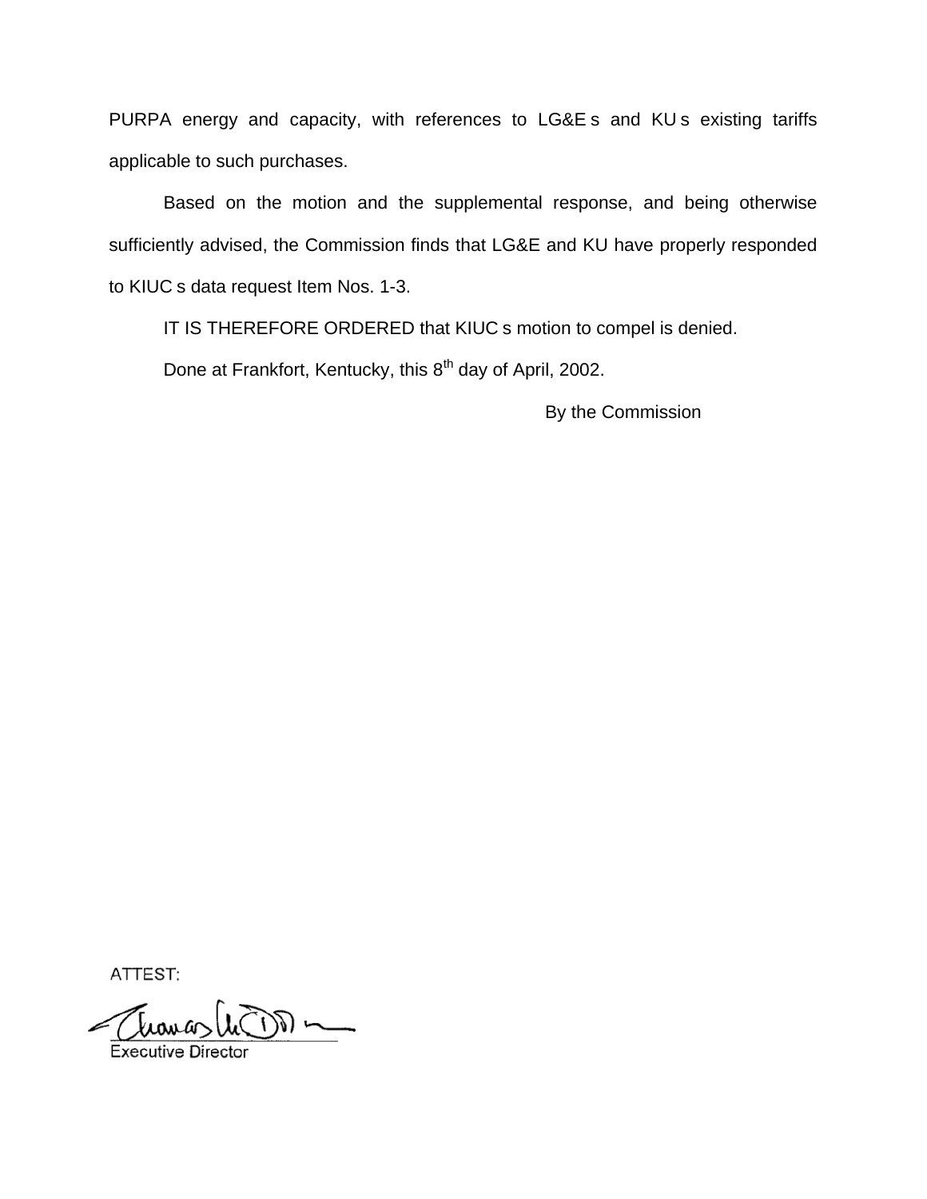PURPA energy and capacity, with references to LG&E s and KU s existing tariffs applicable to such purchases.

Based on the motion and the supplemental response, and being otherwise sufficiently advised, the Commission finds that LG&E and KU have properly responded to KIUC s data request Item Nos. 1-3.

IT IS THEREFORE ORDERED that KIUC s motion to compel is denied.

Done at Frankfort, Kentucky, this 8th day of April, 2002.

By the Commission

ATTEST:

Executive Director